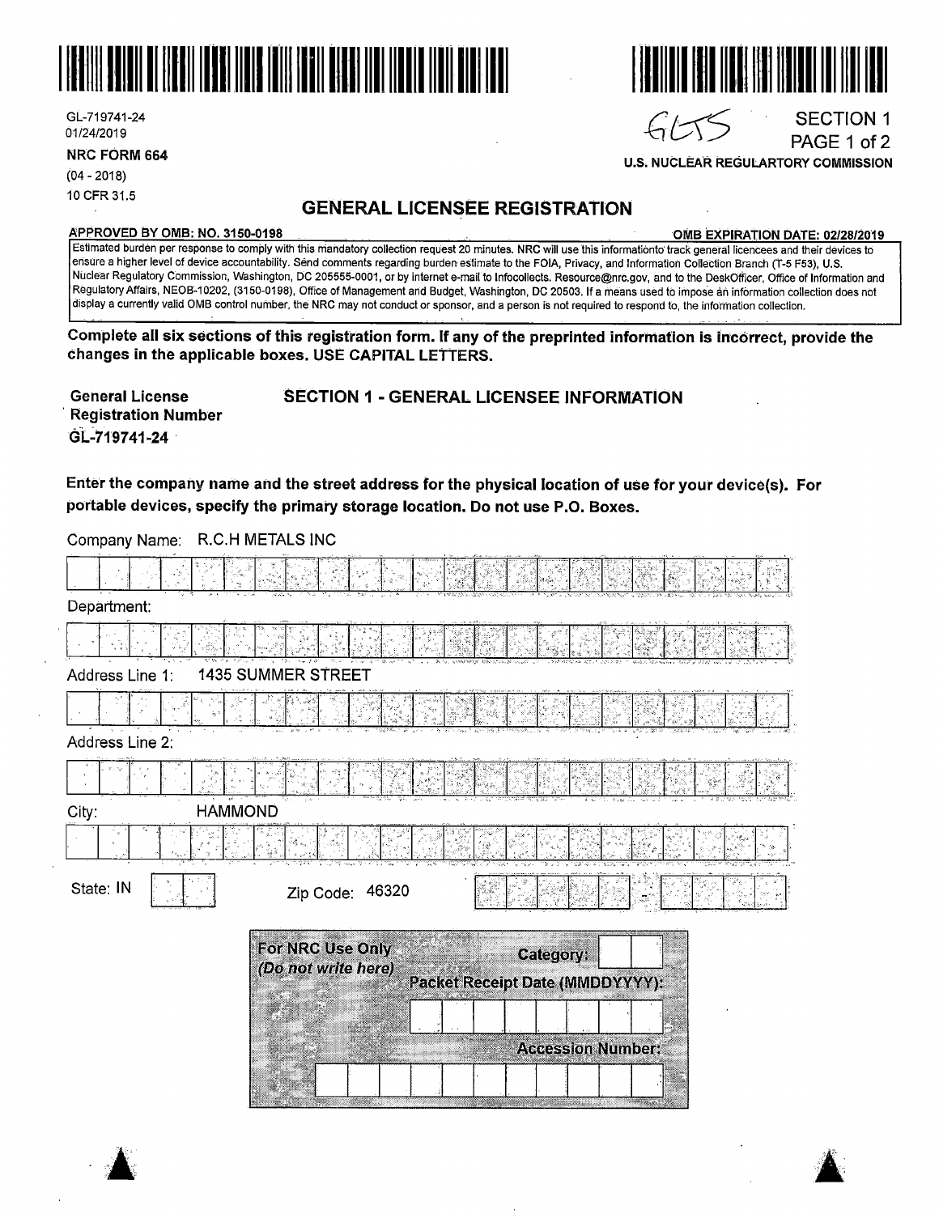GL-719741-24
01/24/2019

**NRC FORM 664**
(04 - 2018)
10 CFR 31.5

GLTS

SECTION 1
PAGE 1 of 2

**U.S. NUCLEAR REGULARTORY COMMISSION**

# GENERAL LICENSEE REGISTRATION

**APPROVED BY OMB: NO. 3150-0198** **OMB EXPIRATION DATE: 02/28/2019**

Estimated burden per response to comply with this mandatory collection request 20 minutes. NRC will use this informationto track general licencees and their devices to ensure a higher level of device accountability. Send comments regarding burden estimate to the FOIA, Privacy, and Information Collection Branch (T-5 F53), U.S. Nuclear Regulatory Commission, Washington, DC 205555-0001, or by internet e-mail to Infocollects. Resource@nrc.gov, and to the DeskOfficer, Office of Information and Regulatory Affairs, NEOB-10202, (3150-0198), Office of Management and Budget, Washington, DC 20503. If a means used to impose an information collection does not display a currently valid OMB control number, the NRC may not conduct or sponsor, and a person is not required to respond to, the information collection.

**Complete all six sections of this registration form. If any of the preprinted information is incorrect, provide the changes in the applicable boxes. USE CAPITAL LETTERS.**

**General License Registration Number**
GL-719741-24

## SECTION 1 - GENERAL LICENSEE INFORMATION

**Enter the company name and the street address for the physical location of use for your device(s). For portable devices, specify the primary storage location. Do not use P.O. Boxes.**

Company Name: R.C.H METALS INC

Department:

Address Line 1: 1435 SUMMER STREET

Address Line 2:

City: HAMMOND

State: IN

Zip Code: 46320

**For NRC Use Only**
***(Do not write here)***

**Category:**

**Packet Receipt Date (MMDDYYYY):**

**Accession Number:**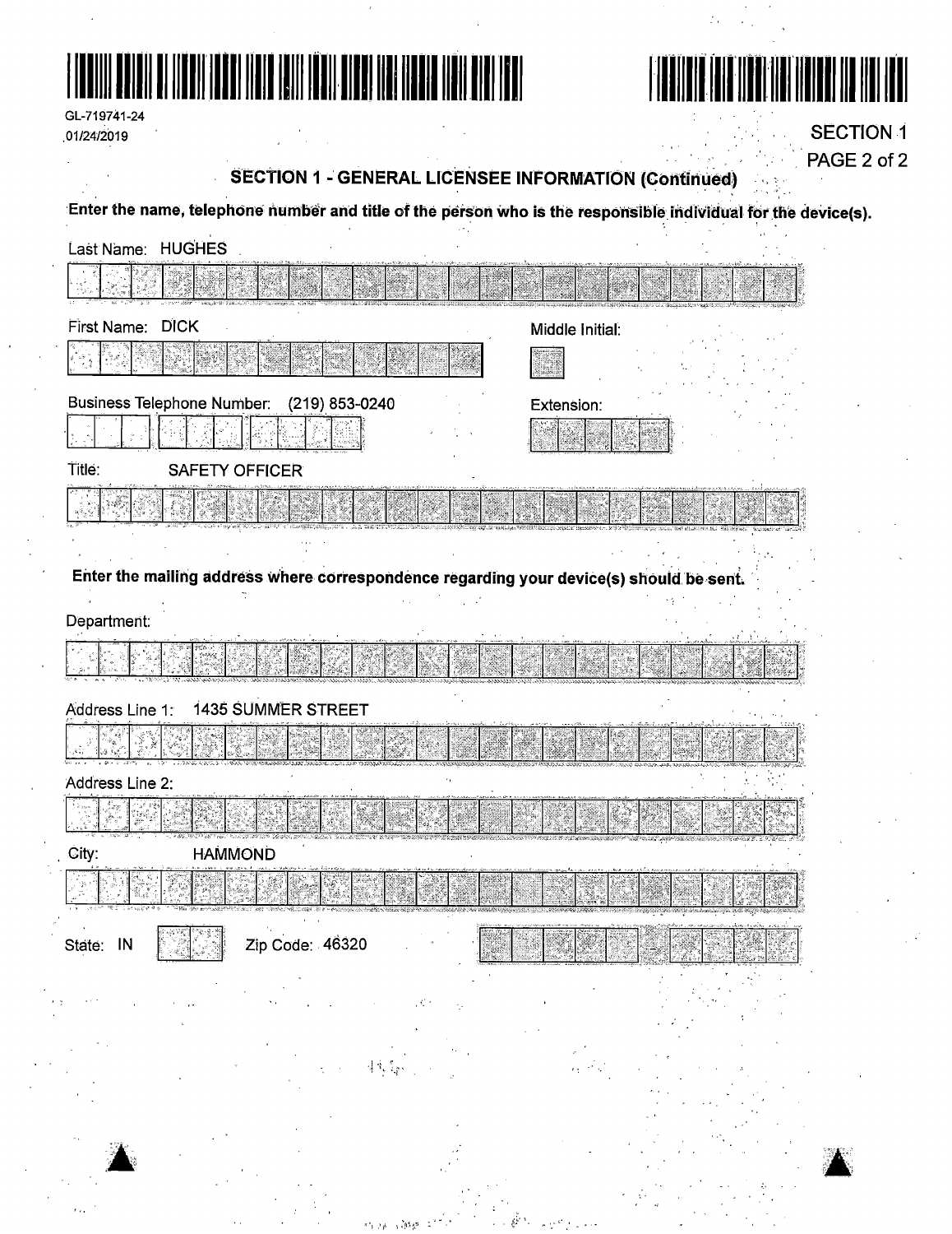GL-719741-24
01/24/2019

SECTION 1
PAGE 2 of 2

## SECTION 1 - GENERAL LICENSEE INFORMATION (Continued)

**Enter the name, telephone number and title of the person who is the responsible individual for the device(s).**

Last Name: HUGHES

First Name: DICK

Middle Initial:

Business Telephone Number: (219) 853-0240

Extension:

Title: SAFETY OFFICER

**Enter the mailing address where correspondence regarding your device(s) should be sent.**

Department:

Address Line 1: 1435 SUMMER STREET

Address Line 2:

City: HAMMOND

State: IN

Zip Code: 46320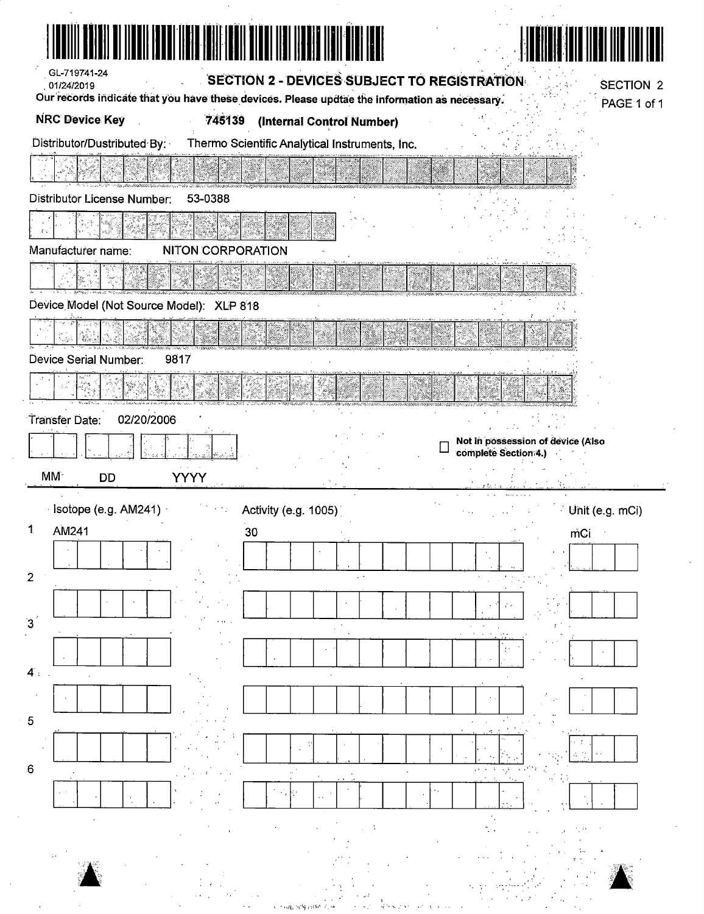GL-719741-24
01/24/2019

## SECTION 2 - DEVICES SUBJECT TO REGISTRATION

SECTION 2
PAGE 1 of 1

**Our records indicate that you have these devices. Please updtae the information as necessary.**

**NRC Device Key** **745139 (Internal Control Number)**

Distributor/Distributed By: Thermo Scientific Analytical Instruments, Inc.

Distributor License Number: 53-0388

Manufacturer name: NITON CORPORATION

Device Model (Not Source Model): XLP 818

Device Serial Number: 9817

Transfer Date: 02/20/2006

MM DD YYYY

☐ **Not in possession of device (Also complete Section 4.)**

| | Isotope (e.g. AM241) | Activity (e.g. 1005) | Unit (e.g. mCi) |
|---|---|---|---|
| 1 | AM241 | 30 | mCi |
| 2 | | | |
| 3 | | | |
| 4 | | | |
| 5 | | | |
| 6 | | | |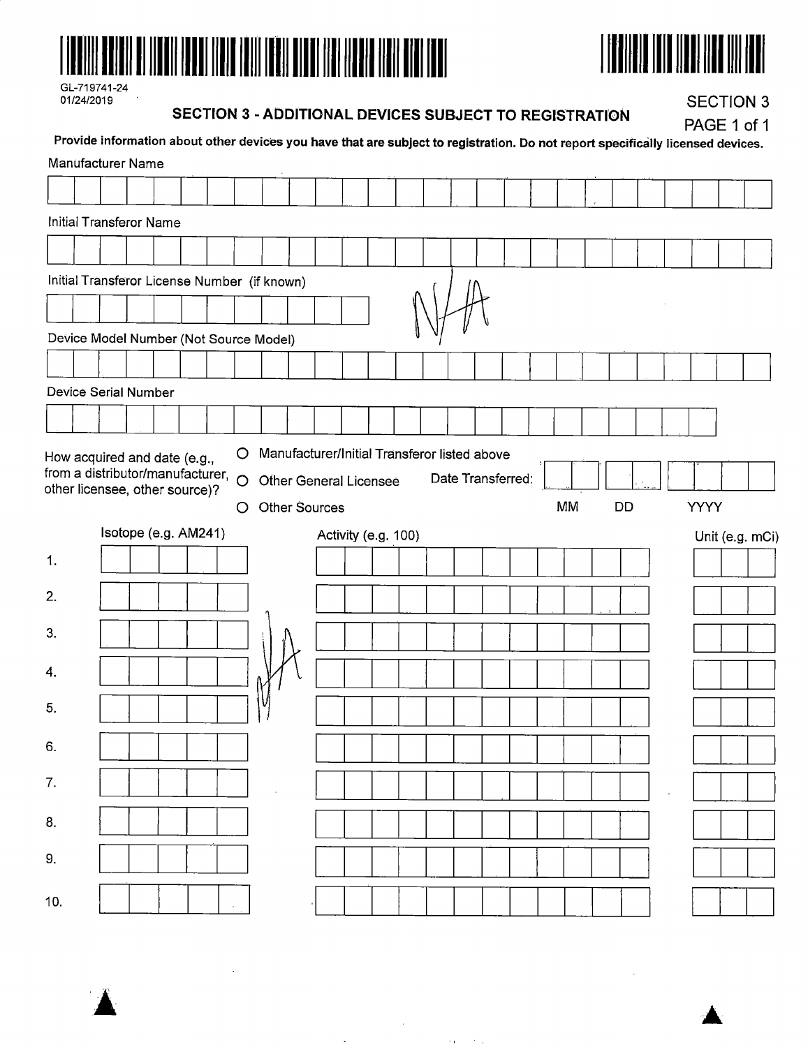GL-719741-24
01/24/2019

## SECTION 3 - ADDITIONAL DEVICES SUBJECT TO REGISTRATION

SECTION 3
PAGE 1 of 1

**Provide information about other devices you have that are subject to registration. Do not report specifically licensed devices.**

Manufacturer Name

Initial Transferor Name

Initial Transferor License Number (if known)

N/A

Device Model Number (Not Source Model)

Device Serial Number

How acquired and date (e.g., from a distributor/manufacturer, other licensee, other source)?

- ○ Manufacturer/Initial Transferor listed above
- ○ Other General Licensee
- ○ Other Sources

Date Transferred: MM DD YYYY

| | Isotope (e.g. AM241) | Activity (e.g. 100) | Unit (e.g. mCi) |
|---|---|---|---|
| 1. | | | |
| 2. | | | |
| 3. | | | |
| 4. | | | |
| 5. | | | |
| 6. | | | |
| 7. | | | |
| 8. | | | |
| 9. | | | |
| 10. | | | |

N/A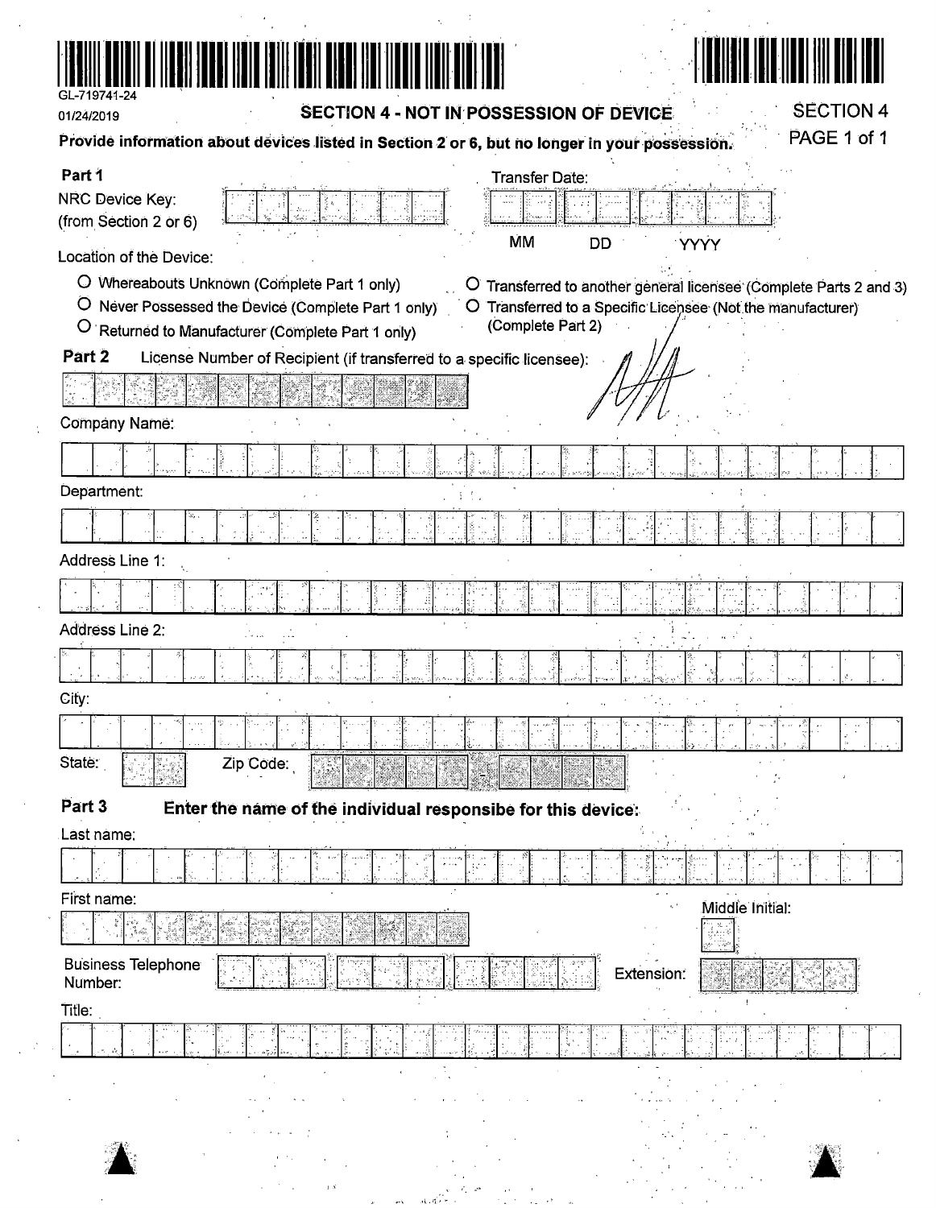GL-719741-24

01/24/2019

## SECTION 4 - NOT IN POSSESSION OF DEVICE

SECTION 4
PAGE 1 of 1

**Provide information about devices listed in Section 2 or 6, but no longer in your possession.**

**Part 1**

NRC Device Key: (from Section 2 or 6)

Transfer Date: MM DD YYYY

Location of the Device:

- O Whereabouts Unknown (Complete Part 1 only)
- O Never Possessed the Device (Complete Part 1 only)
- O Returned to Manufacturer (Complete Part 1 only)
- O Transferred to another general licensee (Complete Parts 2 and 3)
- O Transferred to a Specific Licensee (Not the manufacturer) (Complete Part 2)

**Part 2** License Number of Recipient (if transferred to a specific licensee):

N/A

Company Name:

Department:

Address Line 1:

Address Line 2:

City:

State: Zip Code:

**Part 3** **Enter the name of the individual responsibe for this device:**

Last name:

First name:

Middle Initial:

Business Telephone Number:

Extension:

Title: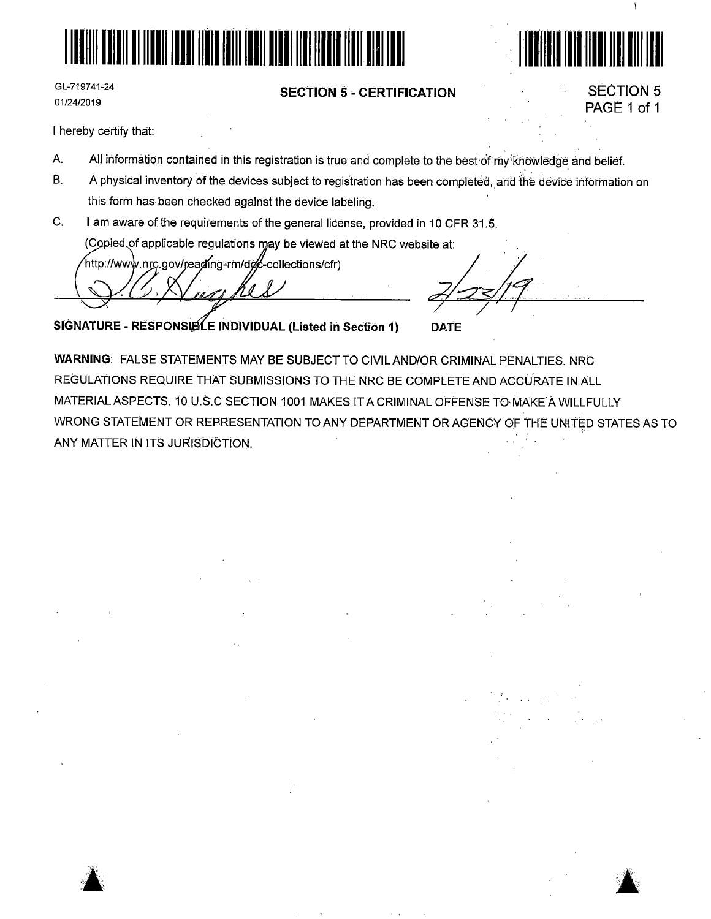GL-719741-24
01/24/2019

## SECTION 5 - CERTIFICATION

SECTION 5
PAGE 1 of 1

I hereby certify that:

A. All information contained in this registration is true and complete to the best of my knowledge and belief.

B. A physical inventory of the devices subject to registration has been completed, and the device information on this form has been checked against the device labeling.

C. I am aware of the requirements of the general license, provided in 10 CFR 31.5.
(Copied of applicable regulations may be viewed at the NRC website at: http://www.nrc.gov/reading-rm/doc-collections/cfr)

D. C. Hughes — 2/23/19

**SIGNATURE - RESPONSIBLE INDIVIDUAL (Listed in Section 1)** **DATE**

**WARNING**: FALSE STATEMENTS MAY BE SUBJECT TO CIVIL AND/OR CRIMINAL PENALTIES. NRC REGULATIONS REQUIRE THAT SUBMISSIONS TO THE NRC BE COMPLETE AND ACCURATE IN ALL MATERIAL ASPECTS. 10 U.S.C SECTION 1001 MAKES IT A CRIMINAL OFFENSE TO MAKE A WILLFULLY WRONG STATEMENT OR REPRESENTATION TO ANY DEPARTMENT OR AGENCY OF THE UNITED STATES AS TO ANY MATTER IN ITS JURISDICTION.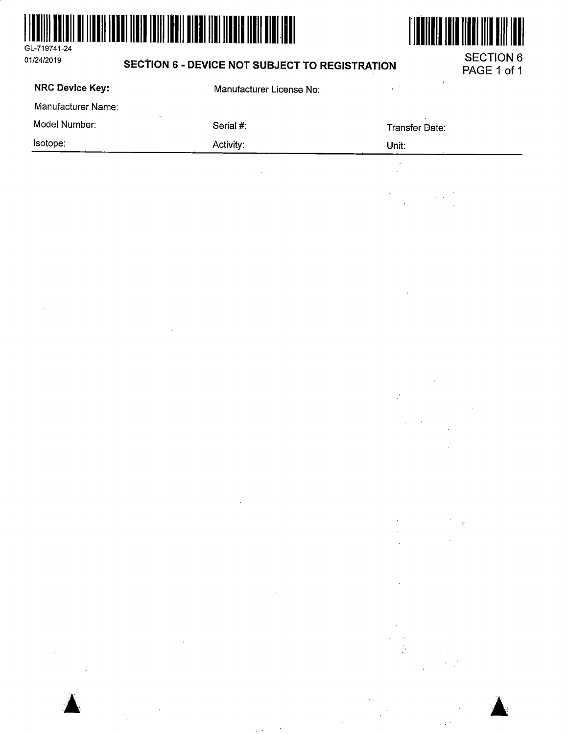GL-719741-24

01/24/2019

## SECTION 6 - DEVICE NOT SUBJECT TO REGISTRATION

SECTION 6

| | | |
|---|---|---|
| **NRC Device Key:** | Manufacturer License No: | |
| Manufacturer Name: | | |
| Model Number: | Serial #: | Transfer Date: |
| Isotope: | Activity: | Unit: |